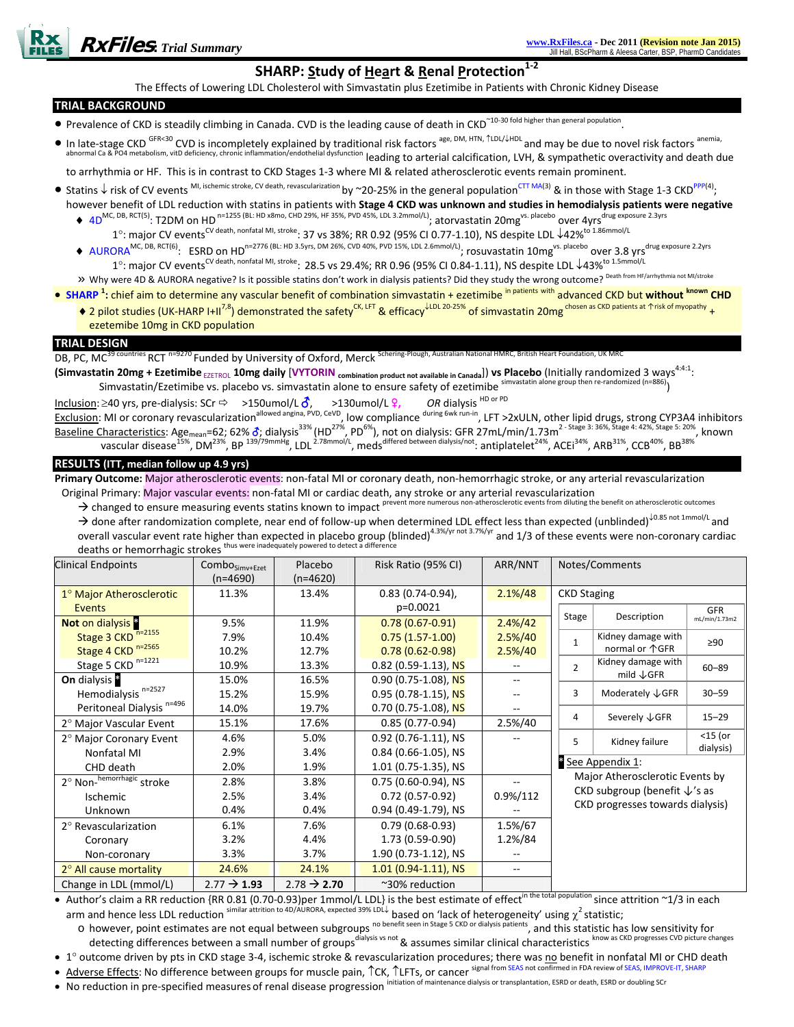RxFiles Trial Summary

www.RxFiles.ca - Dec 2011 (Revision note Jan 2015)
Jill Hall, BScPharm & Aleesa Carter, BSP, PharmD Candidates

# SHARP: Study of Heart & Renal Protection[1-2]

The Effects of Lowering LDL Cholesterol with Simvastatin plus Ezetimibe in Patients with Chronic Kidney Disease

## TRIAL BACKGROUND

- Prevalence of CKD is steadily climbing in Canada. CVD is the leading cause of death in CKD ~10-30 fold higher than general population.
- In late-stage CKD GFR<30 CVD is incompletely explained by traditional risk factors age, DM, HTN, ↑LDL/↓HDL and may be due to novel risk factors anemia, abnormal Ca & PO4 metabolism, vitD deficiency, chronic inflammation/endothelial dysfunction leading to arterial calcification, LVH, & sympathetic overactivity and death due to arrhythmia or HF. This is in contrast to CKD Stages 1-3 where MI & related atherosclerotic events remain prominent.
- Statins ↓ risk of CV events MI, ischemic stroke, CV death, revascularization by ~20-25% in the general population CTT MA(3) & in those with Stage 1-3 CKD PPP(4); however benefit of LDL reduction with statins in patients with **Stage 4 CKD was unknown and studies in hemodialysis patients were negative**
  - ♦ 4D MC, DB, RCT(5): T2DM on HD n=1255 (BL: HD x8mo, CHD 29%, HF 35%, PVD 45%, LDL 3.2mmol/L); atorvastatin 20mg vs. placebo over 4yrs drug exposure 2.3yrs
    1°: major CV events CV death, nonfatal MI, stroke: 37 vs 38%; RR 0.92 (95% CI 0.77-1.10), NS despite LDL ↓42% to 1.86mmol/L
  - ♦ AURORA MC, DB, RCT(6): ESRD on HD n=2776 (BL: HD 3.5yrs, DM 26%, CVD 40%, PVD 15%, LDL 2.6mmol/L); rosuvastatin 10mg vs. placebo over 3.8 yrs drug exposure 2.2yrs
    1°: major CV events CV death, nonfatal MI, stroke: 28.5 vs 29.4%; RR 0.96 (95% CI 0.84-1.11), NS despite LDL ↓43% to 1.5mmol/L
  - » Why were 4D & AURORA negative? Is it possible statins don't work in dialysis patients? Did they study the wrong outcome? Death from HF/arrhythmia not MI/stroke
- **SHARP [1]: chief aim to determine any vascular benefit of combination simvastatin + ezetimibe** in patients with **advanced CKD but without** known **CHD**
  - ♦ 2 pilot studies (UK-HARP I+II[7,8]) demonstrated the safety CK, LFT & efficacy ↓LDL 20-25% of simvastatin 20mg chosen as CKD patients at ↑risk of myopathy + ezetimibe 10mg in CKD population

## TRIAL DESIGN

DB, PC, MC 39 countries RCT n=9270 Funded by University of Oxford, Merck Schering-Plough, Australian National HMRC, British Heart Foundation, UK MRC

**(Simvastatin 20mg + Ezetimibe** EZETROL **10mg daily** [**VYTORIN** combination product not available in Canada]) **vs Placebo** (Initially randomized 3 ways 4:4:1: Simvastatin/Ezetimibe vs. placebo vs. simvastatin alone to ensure safety of ezetimibe simvastatin alone group then re-randomized (n=886))

Inclusion: ≥40 yrs, pre-dialysis: SCr ⇨ >150umol/L ♂, >130umol/L ♀, OR dialysis HD or PD

Exclusion: MI or coronary revascularization allowed angina, PVD, CeVD, low compliance during 6wk run-in, LFT >2xULN, other lipid drugs, strong CYP3A4 inhibitors

Baseline Characteristics: Age mean=62; 62% ♂; dialysis 33% (HD 27%, PD 6%), not on dialysis: GFR 27mL/min/1.73m² - Stage 3: 36%, Stage 4: 42%, Stage 5: 20%, known vascular disease 15%, DM 23%, BP 139/79mmHg, LDL 2.78mmol/L, meds differed between dialysis/not: antiplatelet 24%, ACEi 34%, ARB 31%, CCB 40%, BB 38%

## RESULTS (ITT, median follow up 4.9 yrs)

**Primary Outcome:** Major atherosclerotic events: non-fatal MI or coronary death, non-hemorrhagic stroke, or any arterial revascularization

Original Primary: Major vascular events: non-fatal MI or cardiac death, any stroke or any arterial revascularization

→ changed to ensure measuring events statins known to impact prevent more numerous non-atherosclerotic events from diluting the benefit on atherosclerotic outcomes

→ done after randomization complete, near end of follow-up when determined LDL effect less than expected (unblinded) ↓0.85 not 1mmol/L and overall vascular event rate higher than expected in placebo group (blinded) 4.3%/yr not 3.7%/yr and 1/3 of these events were non-coronary cardiac deaths or hemorrhagic strokes thus were inadequately powered to detect a difference

| Clinical Endpoints | Combo Simv+Ezet (n=4690) | Placebo (n=4620) | Risk Ratio (95% CI) | ARR/NNT |
|---|---|---|---|---|
| 1° Major Atherosclerotic Events | 11.3% | 13.4% | 0.83 (0.74-0.94), p=0.0021 | 2.1%/48 |
| **Not** on dialysis * | 9.5% | 11.9% | 0.78 (0.67-0.91) | 2.4%/42 |
| Stage 3 CKD n=2155 | 7.9% | 10.4% | 0.75 (1.57-1.00) | 2.5%/40 |
| Stage 4 CKD n=2565 | 10.2% | 12.7% | 0.78 (0.62-0.98) | 2.5%/40 |
| Stage 5 CKD n=1221 | 10.9% | 13.3% | 0.82 (0.59-1.13), NS | -- |
| **On** dialysis * | 15.0% | 16.5% | 0.90 (0.75-1.08), NS | -- |
| Hemodialysis n=2527 | 15.2% | 15.9% | 0.95 (0.78-1.15), NS | -- |
| Peritoneal Dialysis n=496 | 14.0% | 19.7% | 0.70 (0.75-1.08), NS | -- |
| 2° Major Vascular Event | 15.1% | 17.6% | 0.85 (0.77-0.94) | 2.5%/40 |
| 2° Major Coronary Event | 4.6% | 5.0% | 0.92 (0.76-1.11), NS | -- |
| Nonfatal MI | 2.9% | 3.4% | 0.84 (0.66-1.05), NS | |
| CHD death | 2.0% | 1.9% | 1.01 (0.75-1.35), NS | |
| 2° Non-hemorrhagic stroke | 2.8% | 3.8% | 0.75 (0.60-0.94), NS | -- |
| Ischemic | 2.5% | 3.4% | 0.72 (0.57-0.92) | 0.9%/112 |
| Unknown | 0.4% | 0.4% | 0.94 (0.49-1.79), NS | -- |
| 2° Revascularization | 6.1% | 7.6% | 0.79 (0.68-0.93) | 1.5%/67 |
| Coronary | 3.2% | 4.4% | 1.73 (0.59-0.90) | 1.2%/84 |
| Non-coronary | 3.3% | 3.7% | 1.90 (0.73-1.12), NS | -- |
| 2° All cause mortality | 24.6% | 24.1% | 1.01 (0.94-1.11), NS | -- |
| Change in LDL (mmol/L) | 2.77 → 1.93 | 2.78 → 2.70 | ~30% reduction | |

**Notes/Comments**

CKD Staging

| Stage | Description | GFR mL/min/1.73m2 |
|---|---|---|
| 1 | Kidney damage with normal or ↑GFR | ≥90 |
| 2 | Kidney damage with mild ↓GFR | 60–89 |
| 3 | Moderately ↓GFR | 30–59 |
| 4 | Severely ↓GFR | 15–29 |
| 5 | Kidney failure | <15 (or dialysis) |

* See Appendix 1: Major Atherosclerotic Events by CKD subgroup (benefit ↓'s as CKD progresses towards dialysis)

- Author's claim a RR reduction {RR 0.81 (0.70-0.93)per 1mmol/L LDL} is the best estimate of effect in the total population since attrition ~1/3 in each arm and hence less LDL reduction similar attrition to 4D/AURORA, expected 39% LDL↓ based on 'lack of heterogeneity' using $\chi^2$ statistic;
  - o however, point estimates are not equal between subgroups no benefit seen in Stage 5 CKD or dialysis patients, and this statistic has low sensitivity for detecting differences between a small number of groups dialysis vs not & assumes similar clinical characteristics know as CKD progresses CVD picture changes
- 1° outcome driven by pts in CKD stage 3-4, ischemic stroke & revascularization procedures; there was no benefit in nonfatal MI or CHD death
- Adverse Effects: No difference between groups for muscle pain, ↑CK, ↑LFTs, or cancer signal from SEAS not confirmed in FDA review of SEAS, IMPROVE-IT, SHARP
- No reduction in pre-specified measures of renal disease progression initiation of maintenance dialysis or transplantation, ESRD or death, ESRD or doubling SCr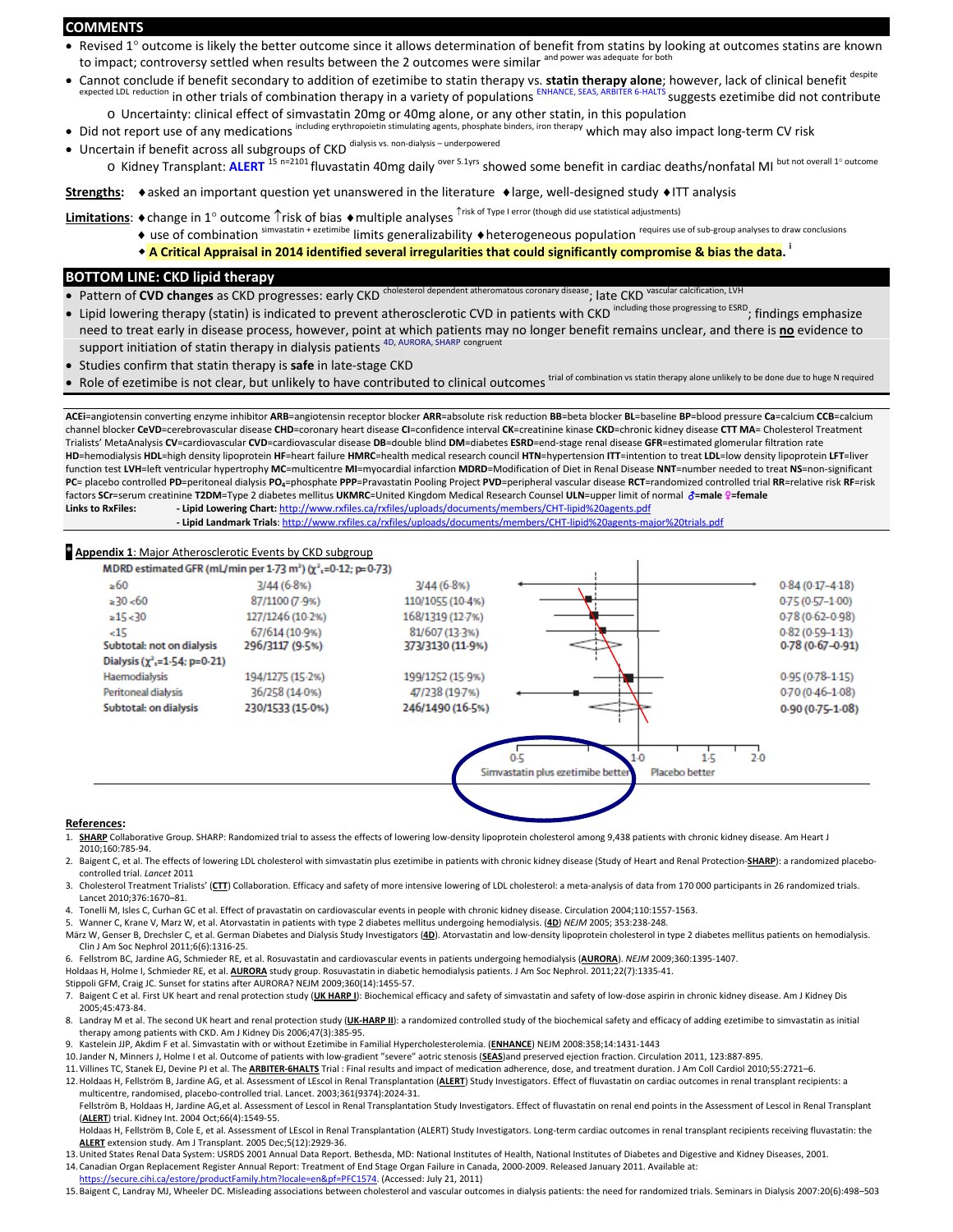## COMMENTS

- Revised 1° outcome is likely the better outcome since it allows determination of benefit from statins by looking at outcomes statins are known to impact; controversy settled when results between the 2 outcomes were similar [and power was adequate for both]
- Cannot conclude if benefit secondary to addition of ezetimibe to statin therapy vs. **statin therapy alone**; however, lack of clinical benefit [despite expected LDL reduction] in other trials of combination therapy in a variety of populations [ENHANCE, SEAS, ARBITER 6-HALTS] suggests ezetimibe did not contribute
  - Uncertainty: clinical effect of simvastatin 20mg or 40mg alone, or any other statin, in this population
- Did not report use of any medications [including erythropoietin stimulating agents, phosphate binders, iron therapy] which may also impact long-term CV risk
- Uncertain if benefit across all subgroups of CKD [dialysis vs. non-dialysis – underpowered]
  - Kidney Transplant: **ALERT** [15 n=2101] fluvastatin 40mg daily [over 5.1yrs] showed some benefit in cardiac deaths/nonfatal MI [but not overall 1° outcome]

**Strengths:** ♦asked an important question yet unanswered in the literature ♦large, well-designed study ♦ITT analysis

**Limitations:** ♦change in 1° outcome ↑risk of bias ♦multiple analyses [↑risk of Type I error (though did use statistical adjustments)]
♦ use of combination [simvastatin + ezetimibe] limits generalizability ♦heterogeneous population [requires use of sub-group analyses to draw conclusions]
♦ **A Critical Appraisal in 2014 identified several irregularities that could significantly compromise & bias the data.** [i]

## BOTTOM LINE: CKD lipid therapy

- Pattern of **CVD changes** as CKD progresses: early CKD [cholesterol dependent atheromatous coronary disease]; late CKD [vascular calcification, LVH]
- Lipid lowering therapy (statin) is indicated to prevent atherosclerotic CVD in patients with CKD [including those progressing to ESRD]; findings emphasize need to treat early in disease process, however, point at which patients may no longer benefit remains unclear, and there is **no** evidence to support initiation of statin therapy in dialysis patients [4D, AURORA, SHARP congruent]
- Studies confirm that statin therapy is **safe** in late-stage CKD
- Role of ezetimibe is not clear, but unlikely to have contributed to clinical outcomes [trial of combination vs statin therapy alone unlikely to be done due to huge N required]

**ACEi**=angiotensin converting enzyme inhibitor **ARB**=angiotensin receptor blocker **ARR**=absolute risk reduction **BB**=beta blocker **BL**=baseline **BP**=blood pressure **Ca**=calcium **CCB**=calcium channel blocker **CeVD**=cerebrovascular disease **CHD**=coronary heart disease **CI**=confidence interval **CK**=creatinine kinase **CKD**=chronic kidney disease **CTT MA**= Cholesterol Treatment Trialists' MetaAnalysis **CV**=cardiovascular **CVD**=cardiovascular disease **DB**=double blind **DM**=diabetes **ESRD**=end-stage renal disease **GFR**=estimated glomerular filtration rate **HD**=hemodialysis **HDL**=high density lipoprotein **HF**=heart failure **HMRC**=health medical research council **HTN**=hypertension **ITT**=intention to treat **LDL**=low density lipoprotein **LFT**=liver function test **LVH**=left ventricular hypertrophy **MC**=multicentre **MI**=myocardial infarction **MDRD**=Modification of Diet in Renal Disease **NNT**=number needed to treat **NS**=non-significant **PC**= placebo controlled **PD**=peritoneal dialysis **$PO_4$**=phosphate **PPP**=Pravastatin Pooling Project **PVD**=peripheral vascular disease **RCT**=randomized controlled trial **RR**=relative risk **RF**=risk factors **SCr**=serum creatinine **T2DM**=Type 2 diabetes mellitus **UKMRC**=United Kingdom Medical Research Counsel **ULN**=upper limit of normal **♂=male ♀=female**

**Links to RxFiles:**
- **Lipid Lowering Chart:** http://www.rxfiles.ca/rxfiles/uploads/documents/members/CHT-lipid%20agents.pdf
- **Lipid Landmark Trials**: http://www.rxfiles.ca/rxfiles/uploads/documents/members/CHT-lipid%20agents-major%20trials.pdf

**Appendix 1**: Major Atherosclerotic Events by CKD subgroup

| MDRD estimated GFR (mL/min per 1·73 m²) ($\chi^2_1$=0·12; p=0·73) | Simvastatin plus ezetimibe | Placebo | Risk ratio (95% CI) |
|---|---|---|---|
| ≥60 | 3/44 (6·8%) | 3/44 (6·8%) | 0·84 (0·17–4·18) |
| ≥30 <60 | 87/1100 (7·9%) | 110/1055 (10·4%) | 0·75 (0·57–1·00) |
| ≥15 <30 | 127/1246 (10·2%) | 168/1319 (12·7%) | 0·78 (0·62–0·98) |
| <15 | 67/614 (10·9%) | 81/607 (13·3%) | 0·82 (0·59–1·13) |
| **Subtotal: not on dialysis** | **296/3117 (9·5%)** | **373/3130 (11·9%)** | **0·78 (0·67–0·91)** |
| Dialysis ($\chi^2_1$=1·54; p=0·21) | | | |
| Haemodialysis | 194/1275 (15·2%) | 199/1252 (15·9%) | 0·95 (0·78–1·15) |
| Peritoneal dialysis | 36/258 (14·0%) | 47/238 (19·7%) | 0·70 (0·46–1·08) |
| **Subtotal: on dialysis** | **230/1533 (15·0%)** | **246/1490 (16·5%)** | **0·90 (0·75–1·08)** |

Axis: 0·5, 1·0, 1·5, 2·0 — Simvastatin plus ezetimibe better | Placebo better

**References:**

1. **SHARP** Collaborative Group. SHARP: Randomized trial to assess the effects of lowering low-density lipoprotein cholesterol among 9,438 patients with chronic kidney disease. Am Heart J 2010;160:785-94.
2. Baigent C, et al. The effects of lowering LDL cholesterol with simvastatin plus ezetimibe in patients with chronic kidney disease (Study of Heart and Renal Protection-**SHARP**): a randomized placebo-controlled trial. *Lancet* 2011
3. Cholesterol Treatment Trialists' (**CTT**) Collaboration. Efficacy and safety of more intensive lowering of LDL cholesterol: a meta-analysis of data from 170 000 participants in 26 randomized trials. Lancet 2010;376:1670–81.
4. Tonelli M, Isles C, Curhan GC et al. Effect of pravastatin on cardiovascular events in people with chronic kidney disease. Circulation 2004;110:1557-1563.
5. Wanner C, Krane V, Marz W, et al. Atorvastatin in patients with type 2 diabetes mellitus undergoing hemodialysis. (**4D**) *NEJM* 2005; 353:238-248.
   März W, Genser B, Drechsler C, et al. German Diabetes and Dialysis Study Investigators (**4D**). Atorvastatin and low-density lipoprotein cholesterol in type 2 diabetes mellitus patients on hemodialysis. Clin J Am Soc Nephrol 2011;6(6):1316-25.
6. Fellstrom BC, Jardine AG, Schmieder RE, et al. Rosuvastatin and cardiovascular events in patients undergoing hemodialysis (**AURORA**). *NEJM* 2009;360:1395-1407.
   Holdaas H, Holme I, Schmieder RE, et al. **AURORA** study group. Rosuvastatin in diabetic hemodialysis patients. J Am Soc Nephrol. 2011;22(7):1335-41.
   Stippoli GFM, Craig JC. Sunset for statins after AURORA? NEJM 2009;360(14):1455-57.
7. Baigent C et al. First UK heart and renal protection study (**UK HARP I**): Biochemical efficacy and safety of simvastatin and safety of low-dose aspirin in chronic kidney disease. Am J Kidney Dis 2005;45:473-84.
8. Landray M et al. The second UK heart and renal protection study (**UK-HARP II**): a randomized controlled study of the biochemical safety and efficacy of adding ezetimibe to simvastatin as initial therapy among patients with CKD. Am J Kidney Dis 2006;47(3):385-95.
9. Kastelein JJP, Akdim F et al. Simvastatin with or without Ezetimibe in Familial Hypercholesterolemia. (**ENHANCE**) NEJM 2008:358;14:1431-1443
10. Jander N, Minners J, Holme I et al. Outcome of patients with low-gradient "severe" aortic stenosis (**SEAS**)and preserved ejection fraction. Circulation 2011, 123:887-895.
11. Villines TC, Stanek EJ, Devine PJ et al. The **ARBITER-6HALTS** Trial : Final results and impact of medication adherence, dose, and treatment duration. J Am Coll Cardiol 2010;55:2721–6.
12. Holdaas H, Fellström B, Jardine AG, et al. Assessment of LEscol in Renal Transplantation (**ALERT**) Study Investigators. Effect of fluvastatin on cardiac outcomes in renal transplant recipients: a multicentre, randomised, placebo-controlled trial. Lancet. 2003;361(9374):2024-31.
    Fellström B, Holdaas H, Jardine AG,et al. Assessment of Lescol in Renal Transplantation Study Investigators. Effect of fluvastatin on renal end points in the Assessment of Lescol in Renal Transplant (**ALERT**) trial. Kidney Int. 2004 Oct;66(4):1549-55.
    Holdaas H, Fellström B, Cole E, et al. Assessment of LEscol in Renal Transplantation (ALERT) Study Investigators. Long-term cardiac outcomes in renal transplant recipients receiving fluvastatin: the **ALERT** extension study. Am J Transplant. 2005 Dec;5(12):2929-36.
13. United States Renal Data System: USRDS 2001 Annual Data Report. Bethesda, MD: National Institutes of Health, National Institutes of Diabetes and Digestive and Kidney Diseases, 2001.
14. Canadian Organ Replacement Register Annual Report: Treatment of End Stage Organ Failure in Canada, 2000-2009. Released January 2011. Available at: https://secure.cihi.ca/estore/productFamily.htm?locale=en&pf=PFC1574. (Accessed: July 21, 2011)
15. Baigent C, Landray MJ, Wheeler DC. Misleading associations between cholesterol and vascular outcomes in dialysis patients: the need for randomized trials. Seminars in Dialysis 2007:20(6):498–503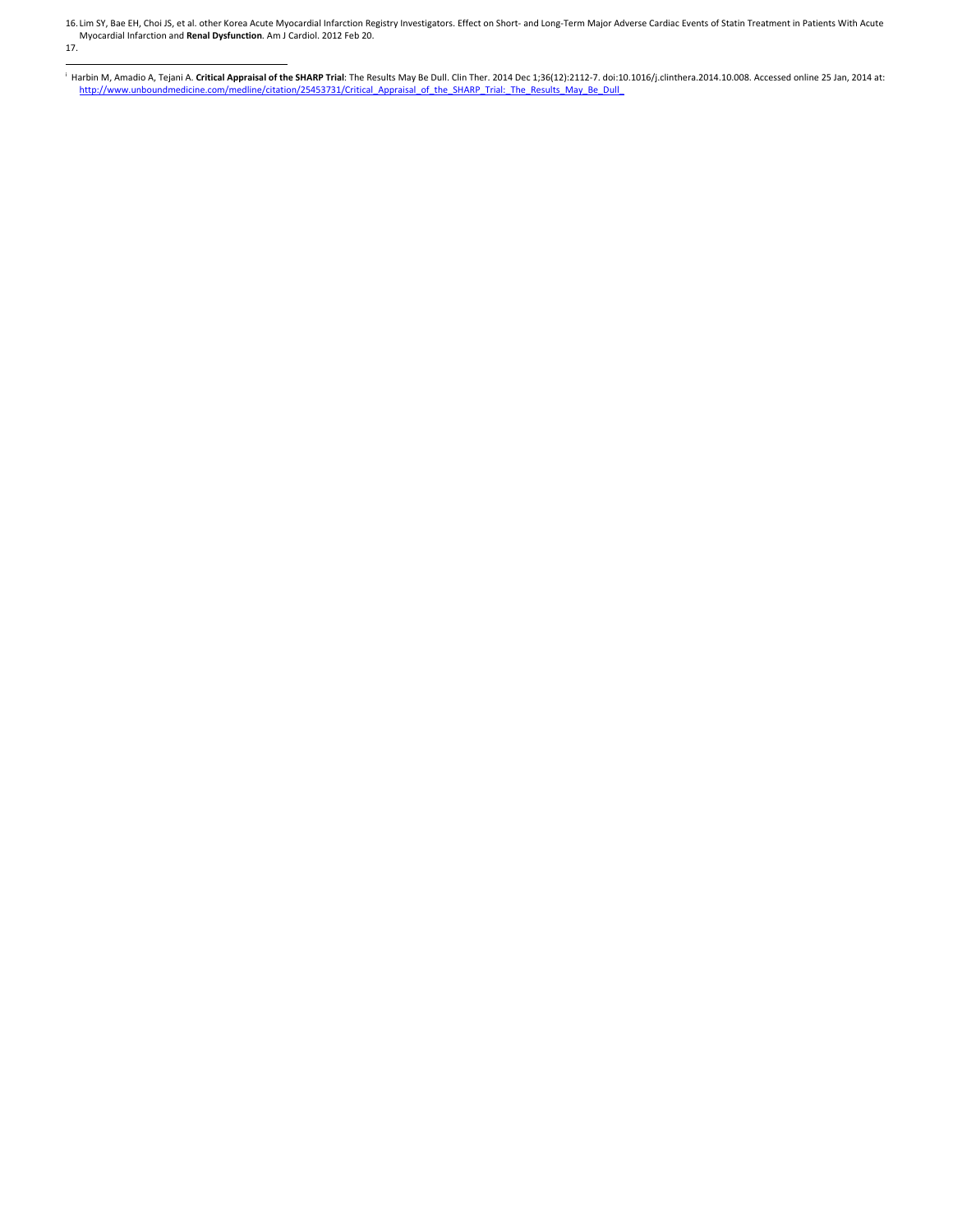16. Lim SY, Bae EH, Choi JS, et al. other Korea Acute Myocardial Infarction Registry Investigators. Effect on Short- and Long-Term Major Adverse Cardiac Events of Statin Treatment in Patients With Acute Myocardial Infarction and **Renal Dysfunction**. Am J Cardiol. 2012 Feb 20.
17.

---

[i] Harbin M, Amadio A, Tejani A. **Critical Appraisal of the SHARP Trial**: The Results May Be Dull. Clin Ther. 2014 Dec 1;36(12):2112-7. doi:10.1016/j.clinthera.2014.10.008. Accessed online 25 Jan, 2014 at: http://www.unboundmedicine.com/medline/citation/25453731/Critical_Appraisal_of_the_SHARP_Trial:_The_Results_May_Be_Dull_